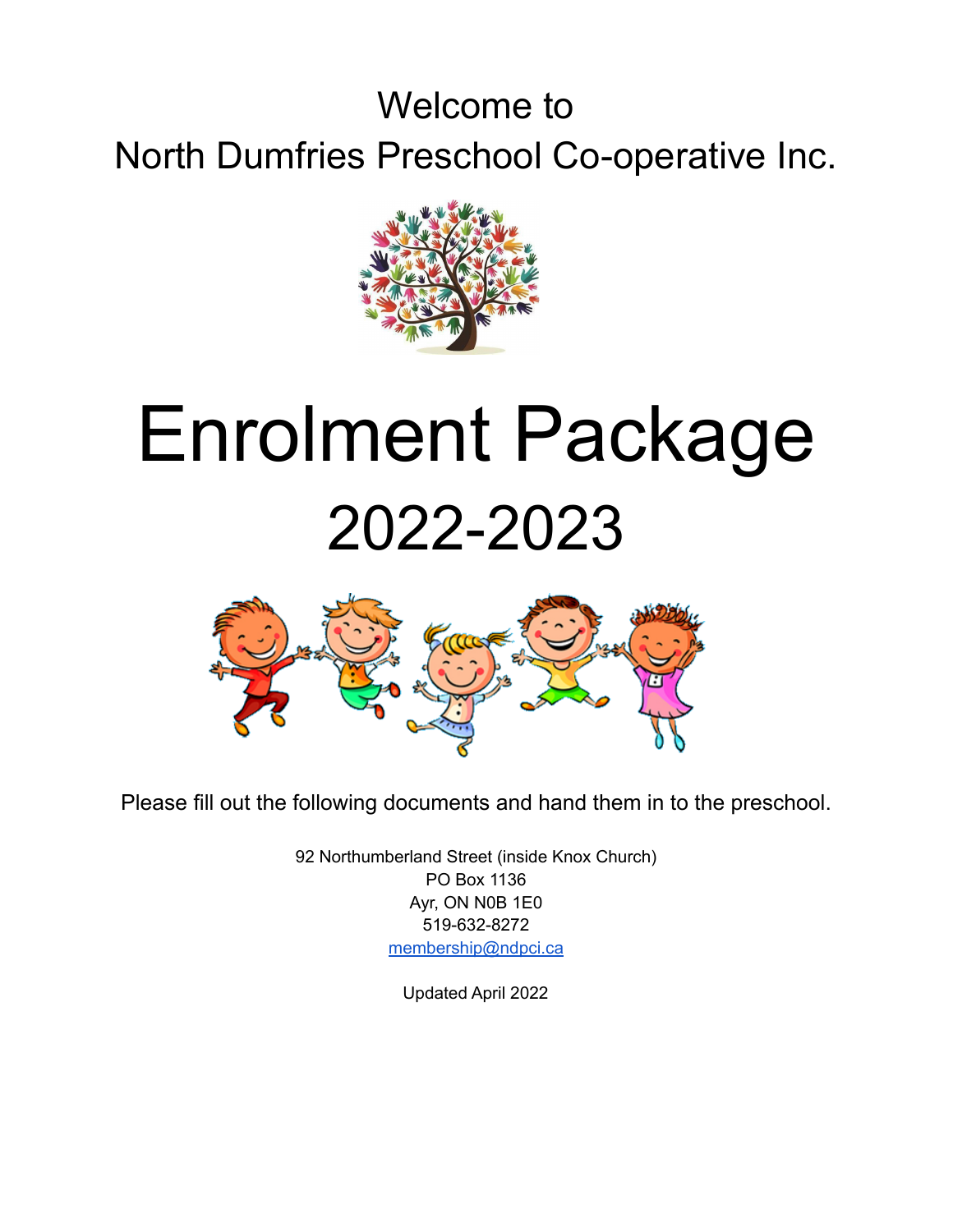# Welcome to
# North Dumfries Preschool Co-operative Inc.

# Enrolment Package
# 2022-2023

Please fill out the following documents and hand them in to the preschool.

92 Northumberland Street (inside Knox Church)
PO Box 1136
Ayr, ON N0B 1E0
519-632-8272
membership@ndpci.ca

Updated April 2022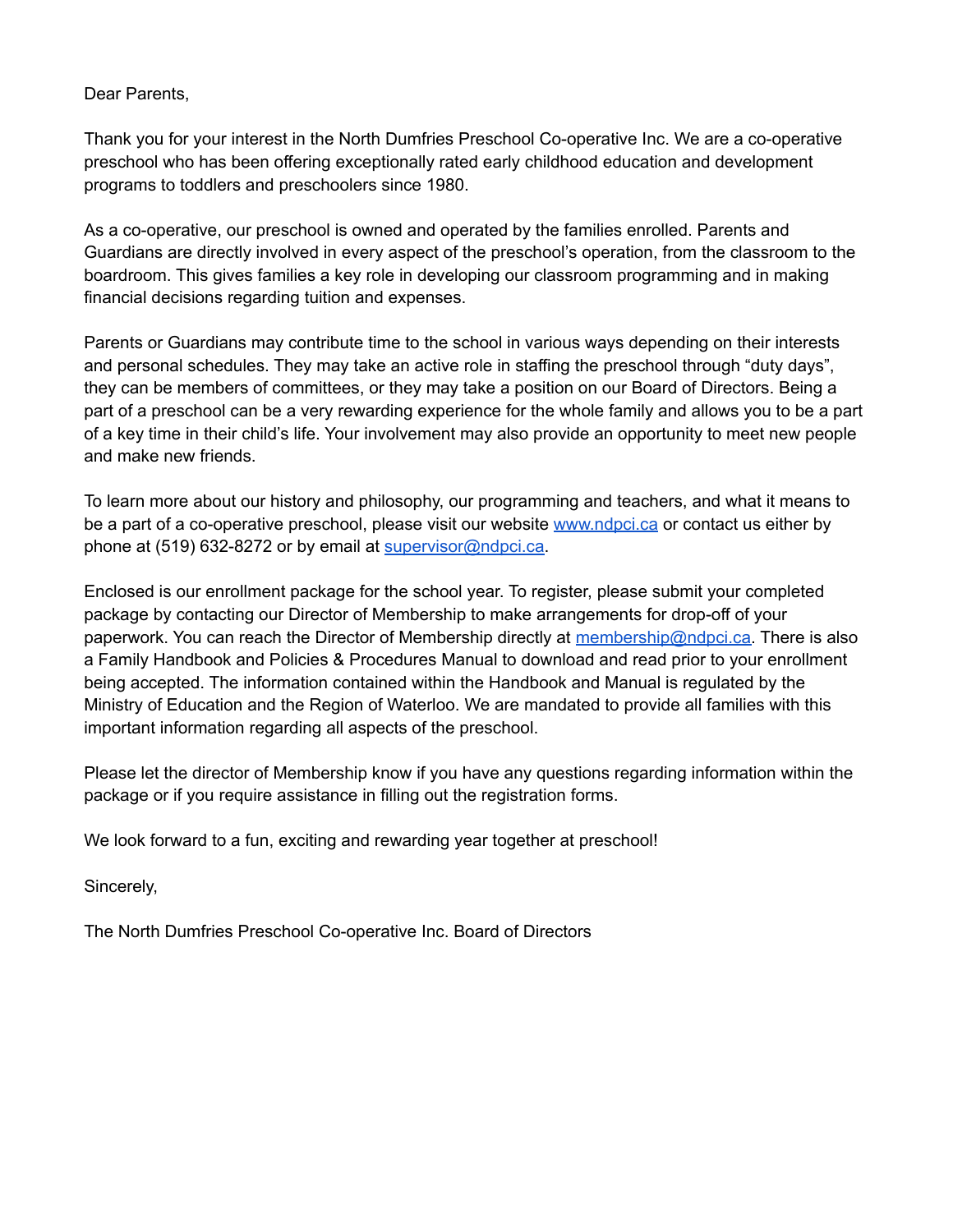Dear Parents,

Thank you for your interest in the North Dumfries Preschool Co-operative Inc. We are a co-operative preschool who has been offering exceptionally rated early childhood education and development programs to toddlers and preschoolers since 1980.

As a co-operative, our preschool is owned and operated by the families enrolled. Parents and Guardians are directly involved in every aspect of the preschool's operation, from the classroom to the boardroom. This gives families a key role in developing our classroom programming and in making financial decisions regarding tuition and expenses.

Parents or Guardians may contribute time to the school in various ways depending on their interests and personal schedules. They may take an active role in staffing the preschool through "duty days", they can be members of committees, or they may take a position on our Board of Directors. Being a part of a preschool can be a very rewarding experience for the whole family and allows you to be a part of a key time in their child's life. Your involvement may also provide an opportunity to meet new people and make new friends.

To learn more about our history and philosophy, our programming and teachers, and what it means to be a part of a co-operative preschool, please visit our website [www.ndpci.ca](http://www.ndpci.ca) or contact us either by phone at (519) 632-8272 or by email at [supervisor@ndpci.ca](mailto:supervisor@ndpci.ca).

Enclosed is our enrollment package for the school year. To register, please submit your completed package by contacting our Director of Membership to make arrangements for drop-off of your paperwork. You can reach the Director of Membership directly at [membership@ndpci.ca](mailto:membership@ndpci.ca). There is also a Family Handbook and Policies & Procedures Manual to download and read prior to your enrollment being accepted. The information contained within the Handbook and Manual is regulated by the Ministry of Education and the Region of Waterloo. We are mandated to provide all families with this important information regarding all aspects of the preschool.

Please let the director of Membership know if you have any questions regarding information within the package or if you require assistance in filling out the registration forms.

We look forward to a fun, exciting and rewarding year together at preschool!

Sincerely,

The North Dumfries Preschool Co-operative Inc. Board of Directors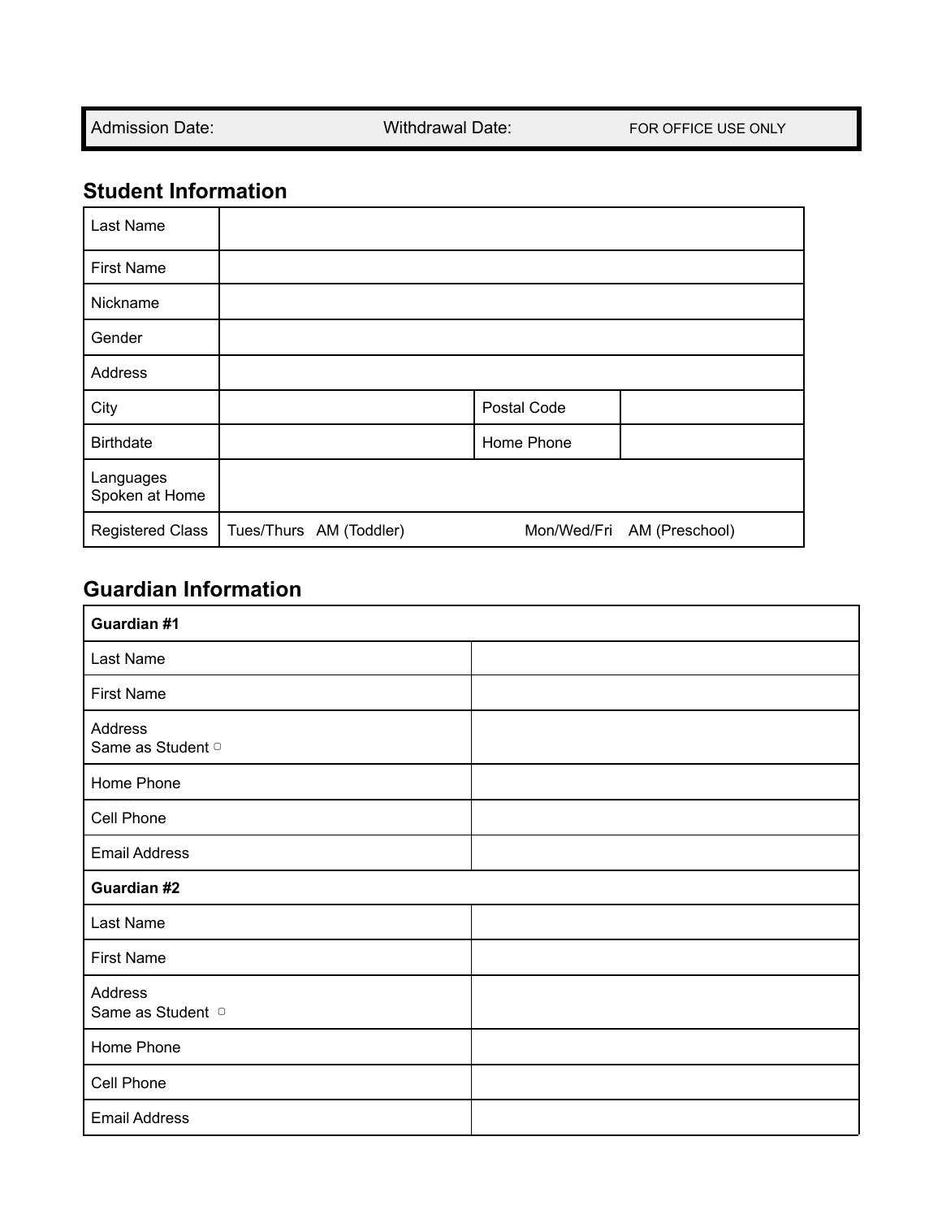| Admission Date: | Withdrawal Date: | FOR OFFICE USE ONLY |
|---|---|---|

## Student Information

| | | | |
|---|---|---|---|
| Last Name | | | |
| First Name | | | |
| Nickname | | | |
| Gender | | | |
| Address | | | |
| City | | Postal Code | |
| Birthdate | | Home Phone | |
| Languages Spoken at Home | | | |
| Registered Class | Tues/Thurs AM (Toddler) | Mon/Wed/Fri AM (Preschool) | |

## Guardian Information

| **Guardian #1** | |
|---|---|
| Last Name | |
| First Name | |
| Address<br>Same as Student ▢ | |
| Home Phone | |
| Cell Phone | |
| Email Address | |
| **Guardian #2** | |
| Last Name | |
| First Name | |
| Address<br>Same as Student ▢ | |
| Home Phone | |
| Cell Phone | |
| Email Address | |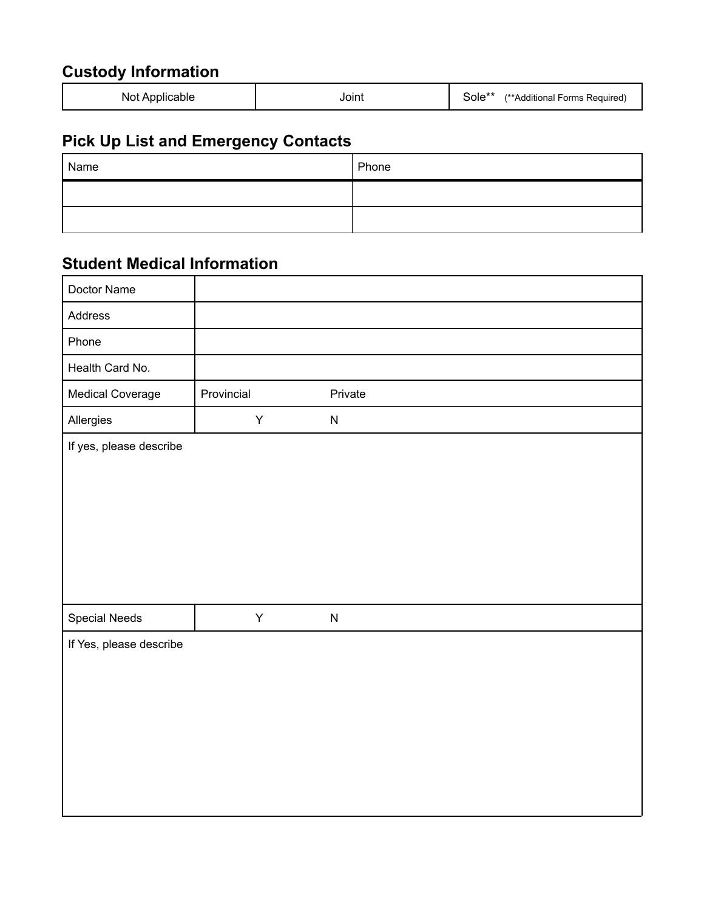## Custody Information

| Not Applicable | Joint | Sole** (**Additional Forms Required) |
|---|---|---|

## Pick Up List and Emergency Contacts

| Name | Phone |
|---|---|
| | |
| | |

## Student Medical Information

| | | |
|---|---|---|
| Doctor Name | | |
| Address | | |
| Phone | | |
| Health Card No. | | |
| Medical Coverage | Provincial | Private |
| Allergies | Y | N |
| If yes, please describe | | |
| Special Needs | Y | N |
| If Yes, please describe | | |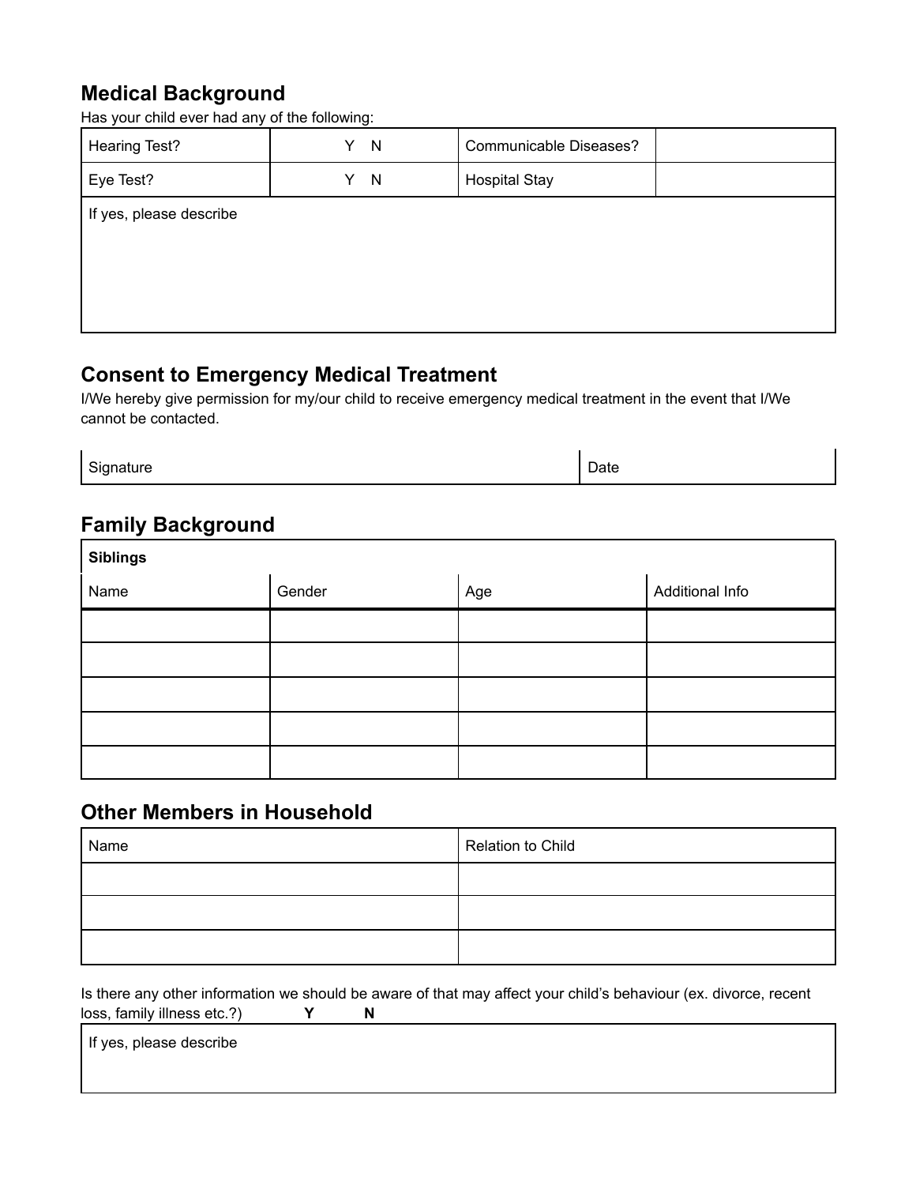## Medical Background

Has your child ever had any of the following:

| Hearing Test? | Y N | Communicable Diseases? | |
|---|---|---|---|
| Eye Test? | Y N | Hospital Stay | |
| If yes, please describe | | | |

## Consent to Emergency Medical Treatment

I/We hereby give permission for my/our child to receive emergency medical treatment in the event that I/We cannot be contacted.

| Signature | Date |
|---|---|

## Family Background

| **Siblings** | | | |
|---|---|---|---|
| Name | Gender | Age | Additional Info |
| | | | |
| | | | |
| | | | |
| | | | |
| | | | |

## Other Members in Household

| Name | Relation to Child |
|---|---|
| | |
| | |
| | |

Is there any other information we should be aware of that may affect your child's behaviour (ex. divorce, recent loss, family illness etc.?) **Y** **N**

| If yes, please describe |
|---|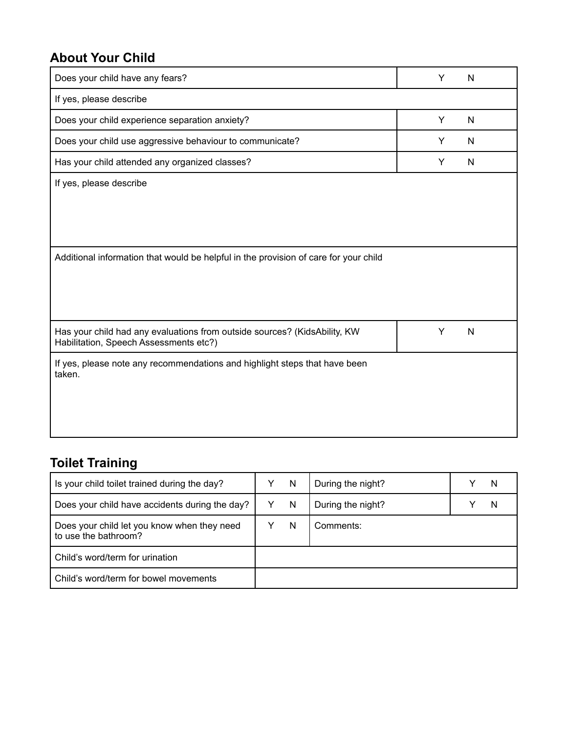## About Your Child

| Question | Response |
| --- | --- |
| Does your child have any fears? | Y N |
| If yes, please describe | |
| Does your child experience separation anxiety? | Y N |
| Does your child use aggressive behaviour to communicate? | Y N |
| Has your child attended any organized classes? | Y N |
| If yes, please describe | |
| Additional information that would be helpful in the provision of care for your child | |
| Has your child had any evaluations from outside sources? (KidsAbility, KW Habilitation, Speech Assessments etc?) | Y N |
| If yes, please note any recommendations and highlight steps that have been taken. | |

## Toilet Training

| Question | Response | Question | Response |
| --- | --- | --- | --- |
| Is your child toilet trained during the day? | Y N | During the night? | Y N |
| Does your child have accidents during the day? | Y N | During the night? | Y N |
| Does your child let you know when they need to use the bathroom? | Y N | Comments: | |
| Child's word/term for urination | | | |
| Child's word/term for bowel movements | | | |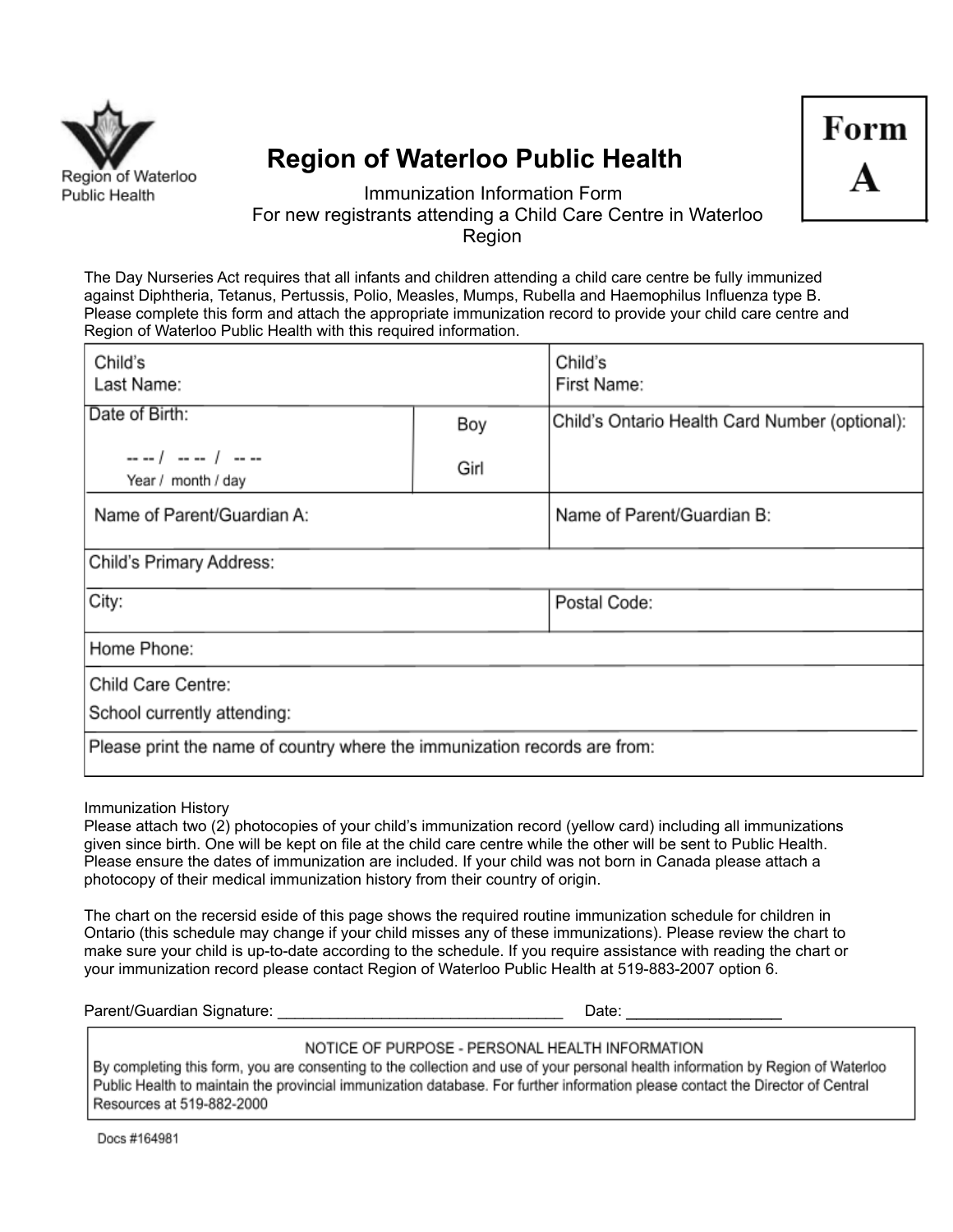Region of Waterloo Public Health

# Region of Waterloo Public Health

**Form A**

Immunization Information Form
For new registrants attending a Child Care Centre in Waterloo Region

The Day Nurseries Act requires that all infants and children attending a child care centre be fully immunized against Diphtheria, Tetanus, Pertussis, Polio, Measles, Mumps, Rubella and Haemophilus Influenza type B. Please complete this form and attach the appropriate immunization record to provide your child care centre and Region of Waterloo Public Health with this required information.

| | | |
|---|---|---|
| Child's Last Name: | | Child's First Name: |
| Date of Birth: -- -- / -- -- / -- -- Year / month / day | Boy / Girl | Child's Ontario Health Card Number (optional): |
| Name of Parent/Guardian A: | | Name of Parent/Guardian B: |
| Child's Primary Address: | | |
| City: | | Postal Code: |
| Home Phone: | | |
| Child Care Centre: School currently attending: | | |
| Please print the name of country where the immunization records are from: | | |

Immunization History
Please attach two (2) photocopies of your child's immunization record (yellow card) including all immunizations given since birth. One will be kept on file at the child care centre while the other will be sent to Public Health. Please ensure the dates of immunization are included. If your child was not born in Canada please attach a photocopy of their medical immunization history from their country of origin.

The chart on the recersid eside of this page shows the required routine immunization schedule for children in Ontario (this schedule may change if your child misses any of these immunizations). Please review the chart to make sure your child is up-to-date according to the schedule. If you require assistance with reading the chart or your immunization record please contact Region of Waterloo Public Health at 519-883-2007 option 6.

Parent/Guardian Signature: ___________________________________ Date: __________________

**NOTICE OF PURPOSE - PERSONAL HEALTH INFORMATION**
By completing this form, you are consenting to the collection and use of your personal health information by Region of Waterloo Public Health to maintain the provincial immunization database. For further information please contact the Director of Central Resources at 519-882-2000

Docs #164981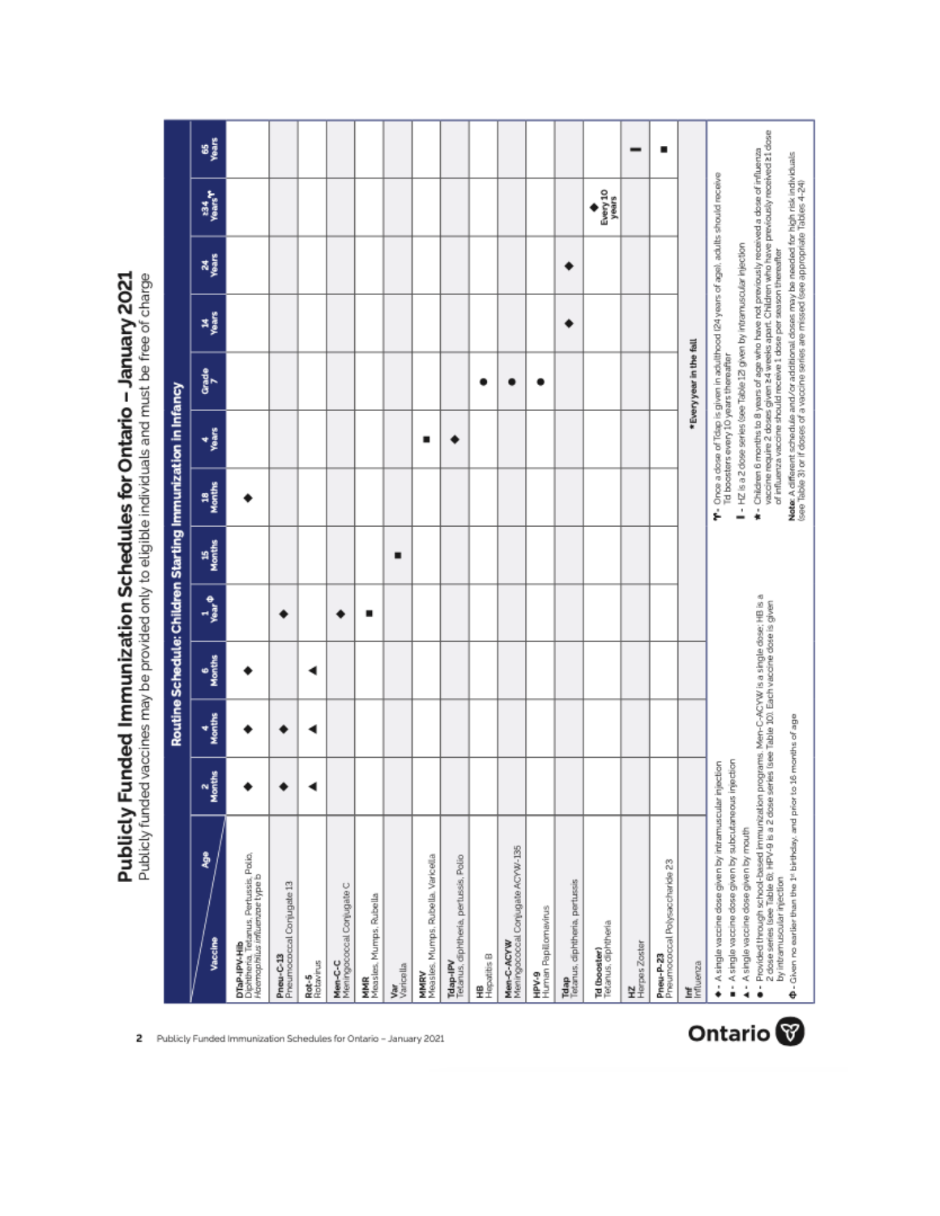# Publicly Funded Immunization Schedules for Ontario – January 2021

Publicly funded vaccines may be provided only to eligible individuals and must be free of charge

## Routine Schedule: Children Starting Immunization in Infancy

| Vaccine / Age | 2 Months | 4 Months | 6 Months | 1 Year Φ | 15 Months | 18 Months | 4 Years | Grade 7 | 14 Years | 24 Years | ≥34 Years ϒ | 65 Years |
|---|---|---|---|---|---|---|---|---|---|---|---|---|
| **DTaP-IPV-Hib** Diphtheria, Tetanus, Pertussis, Polio, *Haemophilus influenzae* type b | ◆ | ◆ | ◆ | | | ◆ | | | | | | |
| **Pneu-C-13** Pneumococcal Conjugate 13 | ◆ | ◆ | | ◆ | | | | | | | | |
| **Rot-5** Rotavirus | ▲ | ▲ | ▲ | | | | | | | | | |
| **Men-C-C** Meningococcal Conjugate C | | | | ◆ | | | | | | | | |
| **MMR** Measles, Mumps, Rubella | | | | ■ | | | | | | | | |
| **Var** Varicella | | | | | ■ | | | | | | | |
| **MMRV** Measles, Mumps, Rubella, Varicella | | | | | | | ■ | | | | | |
| **Tdap-IPV** Tetanus, diphtheria, pertussis, Polio | | | | | | | ◆ | | | | | |
| **HB** Hepatitis B | | | | | | | | ● | | | | |
| **Men-C-ACYW** Meningococcal Conjugate ACYW-135 | | | | | | | | ● | | | | |
| **HPV-9** Human Papillomavirus | | | | | | | | ● | | | | |
| **Tdap** Tetanus, diphtheria, pertussis | | | | | | | | | ◆ | ◆ | | |
| **Td (booster)** Tetanus, diphtheria | | | | | | | | | | | ◆ Every 10 years | |
| **HZ** Herpes Zoster | | | | | | | | | | | | ❙ |
| **Pneu-P-23** Pneumococcal Polysaccharide 23 | | | | | | | | | | | | ■ |
| **Inf** Influenza | *Every year in the fall | | | | | | | | | | | |

◆ - A single vaccine dose given by intramuscular injection

■ - A single vaccine dose given by subcutaneous injection

▲ - A single vaccine dose given by mouth

● - Provided through school-based immunization programs. Men-C-ACYW is a single dose; HB is a 2 dose series (see Table 6); HPV-9 is a 2 dose series (see Table 10). Each vaccine dose is given by intramuscular injection

Φ - Given no earlier than the 1st birthday, and prior to 16 months of age

ϒ - Once a dose of Tdap is given in adulthood (≥24 years of age), adults should receive Td boosters every 10 years thereafter

❙ - HZ is a 2 dose series (see Table 12) given by intramuscular injection

\* - Children 6 months to 8 years of age who have not previously received a dose of influenza vaccine require 2 doses given ≥4 weeks apart. Children who have previously received ≥1 dose of influenza vaccine should receive 1 dose per season thereafter

**Note:** A different schedule and/or additional doses may be needed for high risk individuals (see Table 3) or if doses of a vaccine series are missed (see appropriate Tables 4-24)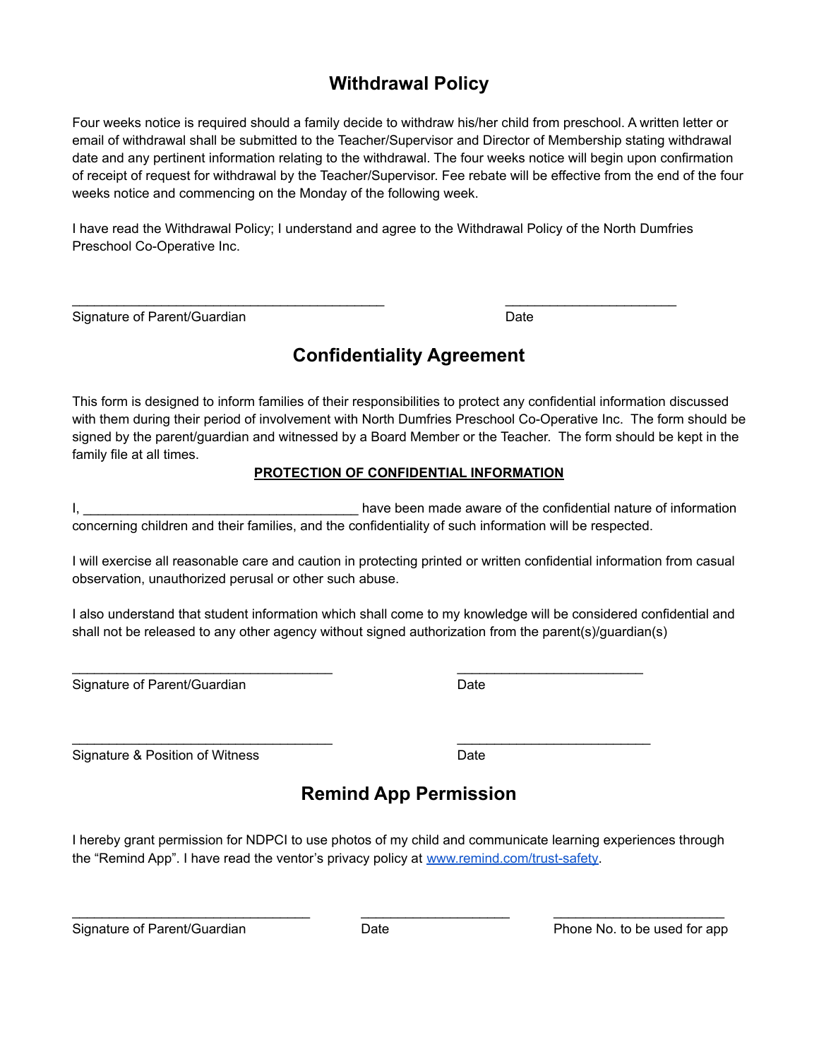## Withdrawal Policy

Four weeks notice is required should a family decide to withdraw his/her child from preschool. A written letter or email of withdrawal shall be submitted to the Teacher/Supervisor and Director of Membership stating withdrawal date and any pertinent information relating to the withdrawal. The four weeks notice will begin upon confirmation of receipt of request for withdrawal by the Teacher/Supervisor. Fee rebate will be effective from the end of the four weeks notice and commencing on the Monday of the following week.

I have read the Withdrawal Policy; I understand and agree to the Withdrawal Policy of the North Dumfries Preschool Co-Operative Inc.

\_\_\_\_\_\_\_\_\_\_\_\_\_\_\_\_\_\_\_\_\_\_\_\_\_\_\_\_\_\_\_\_\_\_\_\_\_\_\_\_ \_\_\_\_\_\_\_\_\_\_\_\_\_\_\_\_\_\_\_\_\_\_

Signature of Parent/Guardian Date

## Confidentiality Agreement

This form is designed to inform families of their responsibilities to protect any confidential information discussed with them during their period of involvement with North Dumfries Preschool Co-Operative Inc. The form should be signed by the parent/guardian and witnessed by a Board Member or the Teacher. The form should be kept in the family file at all times.

**<u>PROTECTION OF CONFIDENTIAL INFORMATION</u>**

I, \_\_\_\_\_\_\_\_\_\_\_\_\_\_\_\_\_\_\_\_\_\_\_\_\_\_\_\_\_\_\_\_\_\_\_ have been made aware of the confidential nature of information concerning children and their families, and the confidentiality of such information will be respected.

I will exercise all reasonable care and caution in protecting printed or written confidential information from casual observation, unauthorized perusal or other such abuse.

I also understand that student information which shall come to my knowledge will be considered confidential and shall not be released to any other agency without signed authorization from the parent(s)/guardian(s)

\_\_\_\_\_\_\_\_\_\_\_\_\_\_\_\_\_\_\_\_\_\_\_\_\_\_\_\_\_\_\_\_\_\_ \_\_\_\_\_\_\_\_\_\_\_\_\_\_\_\_\_\_\_\_\_\_\_\_

Signature of Parent/Guardian Date

\_\_\_\_\_\_\_\_\_\_\_\_\_\_\_\_\_\_\_\_\_\_\_\_\_\_\_\_\_\_\_\_\_\_ \_\_\_\_\_\_\_\_\_\_\_\_\_\_\_\_\_\_\_\_\_\_\_\_\_

Signature & Position of Witness Date

## Remind App Permission

I hereby grant permission for NDPCI to use photos of my child and communicate learning experiences through the "Remind App". I have read the ventor's privacy policy at [www.remind.com/trust-safety](http://www.remind.com/trust-safety).

\_\_\_\_\_\_\_\_\_\_\_\_\_\_\_\_\_\_\_\_\_\_\_\_\_\_\_\_\_\_\_ \_\_\_\_\_\_\_\_\_\_\_\_\_\_\_\_\_\_\_ \_\_\_\_\_\_\_\_\_\_\_\_\_\_\_\_\_\_\_\_\_\_

Signature of Parent/Guardian Date Phone No. to be used for app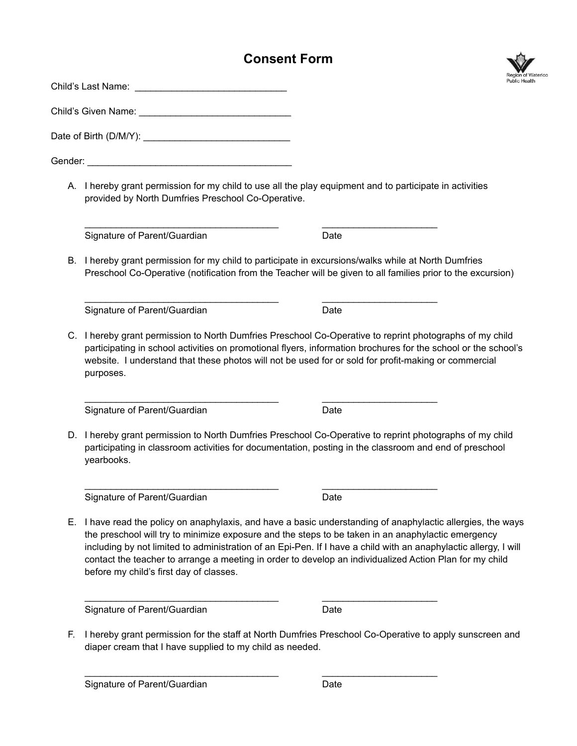# Consent Form

Child's Last Name: _____________________________

Child's Given Name: _____________________________

Date of Birth (D/M/Y): ____________________________

Gender: ________________________________________

A. I hereby grant permission for my child to use all the play equipment and to participate in activities provided by North Dumfries Preschool Co-Operative.

_____________________________________ ______________________
Signature of Parent/Guardian Date

B. I hereby grant permission for my child to participate in excursions/walks while at North Dumfries Preschool Co-Operative (notification from the Teacher will be given to all families prior to the excursion)

_____________________________________ ______________________
Signature of Parent/Guardian Date

C. I hereby grant permission to North Dumfries Preschool Co-Operative to reprint photographs of my child participating in school activities on promotional flyers, information brochures for the school or the school's website. I understand that these photos will not be used for or sold for profit-making or commercial purposes.

_____________________________________ ______________________
Signature of Parent/Guardian Date

D. I hereby grant permission to North Dumfries Preschool Co-Operative to reprint photographs of my child participating in classroom activities for documentation, posting in the classroom and end of preschool yearbooks.

_____________________________________ ______________________
Signature of Parent/Guardian Date

E. I have read the policy on anaphylaxis, and have a basic understanding of anaphylactic allergies, the ways the preschool will try to minimize exposure and the steps to be taken in an anaphylactic emergency including by not limited to administration of an Epi-Pen. If I have a child with an anaphylactic allergy, I will contact the teacher to arrange a meeting in order to develop an individualized Action Plan for my child before my child's first day of classes.

_____________________________________ ______________________
Signature of Parent/Guardian Date

F. I hereby grant permission for the staff at North Dumfries Preschool Co-Operative to apply sunscreen and diaper cream that I have supplied to my child as needed.

_____________________________________ ______________________
Signature of Parent/Guardian Date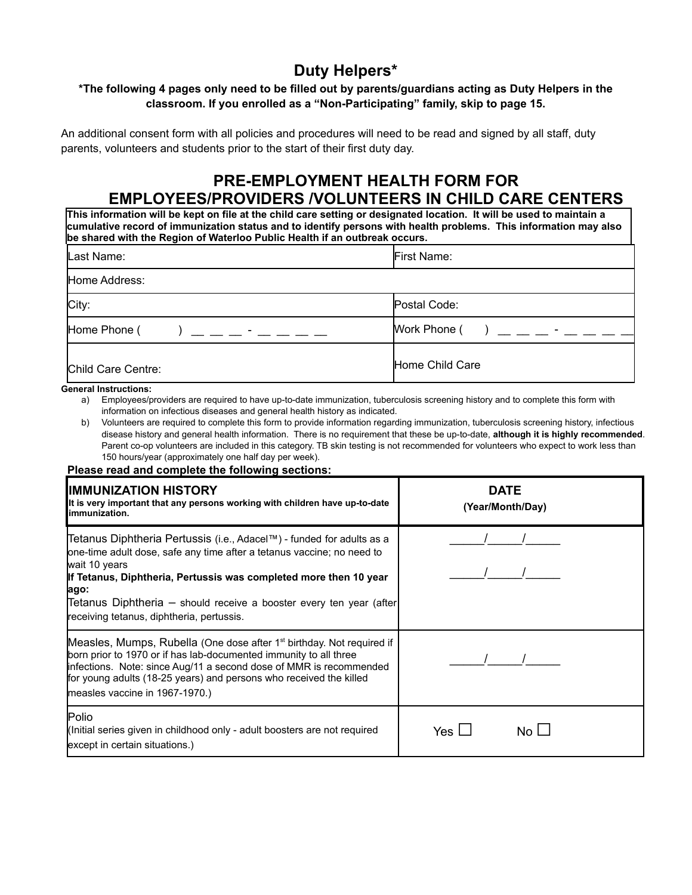# Duty Helpers*

**\*The following 4 pages only need to be filled out by parents/guardians acting as Duty Helpers in the classroom. If you enrolled as a "Non-Participating" family, skip to page 15.**

An additional consent form with all policies and procedures will need to be read and signed by all staff, duty parents, volunteers and students prior to the start of their first duty day.

## PRE-EMPLOYMENT HEALTH FORM FOR EMPLOYEES/PROVIDERS /VOLUNTEERS IN CHILD CARE CENTERS

**This information will be kept on file at the child care setting or designated location. It will be used to maintain a cumulative record of immunization status and to identify persons with health problems. This information may also be shared with the Region of Waterloo Public Health if an outbreak occurs.**

| | |
|---|---|
| Last Name: | First Name: |
| Home Address: | |
| City: | Postal Code: |
| Home Phone ( ) __ __ __ - __ __ __ __ | Work Phone ( ) __ __ __ - __ __ __ __ |
| Child Care Centre: | Home Child Care |

**General Instructions:**

a) Employees/providers are required to have up-to-date immunization, tuberculosis screening history and to complete this form with information on infectious diseases and general health history as indicated.

b) Volunteers are required to complete this form to provide information regarding immunization, tuberculosis screening history, infectious disease history and general health information. There is no requirement that these be up-to-date, **although it is highly recommended**. Parent co-op volunteers are included in this category. TB skin testing is not recommended for volunteers who expect to work less than 150 hours/year (approximately one half day per week).

**Please read and complete the following sections:**

| **IMMUNIZATION HISTORY** **It is very important that any persons working with children have up-to-date immunization.** | **DATE (Year/Month/Day)** |
|---|---|
| Tetanus Diphtheria Pertussis (i.e., Adacel™) - funded for adults as a one-time adult dose, safe any time after a tetanus vaccine; no need to wait 10 years **If Tetanus, Diphtheria, Pertussis was completed more then 10 year ago:** Tetanus Diphtheria – should receive a booster every ten year (after receiving tetanus, diphtheria, pertussis. | _____/_____/_____ _____/_____/_____ |
| Measles, Mumps, Rubella (One dose after 1st birthday. Not required if born prior to 1970 or if has lab-documented immunity to all three infections. Note: since Aug/11 a second dose of MMR is recommended for young adults (18-25 years) and persons who received the killed measles vaccine in 1967-1970.) | _____/_____/_____ |
| Polio (Initial series given in childhood only - adult boosters are not required except in certain situations.) | Yes ☐ No ☐ |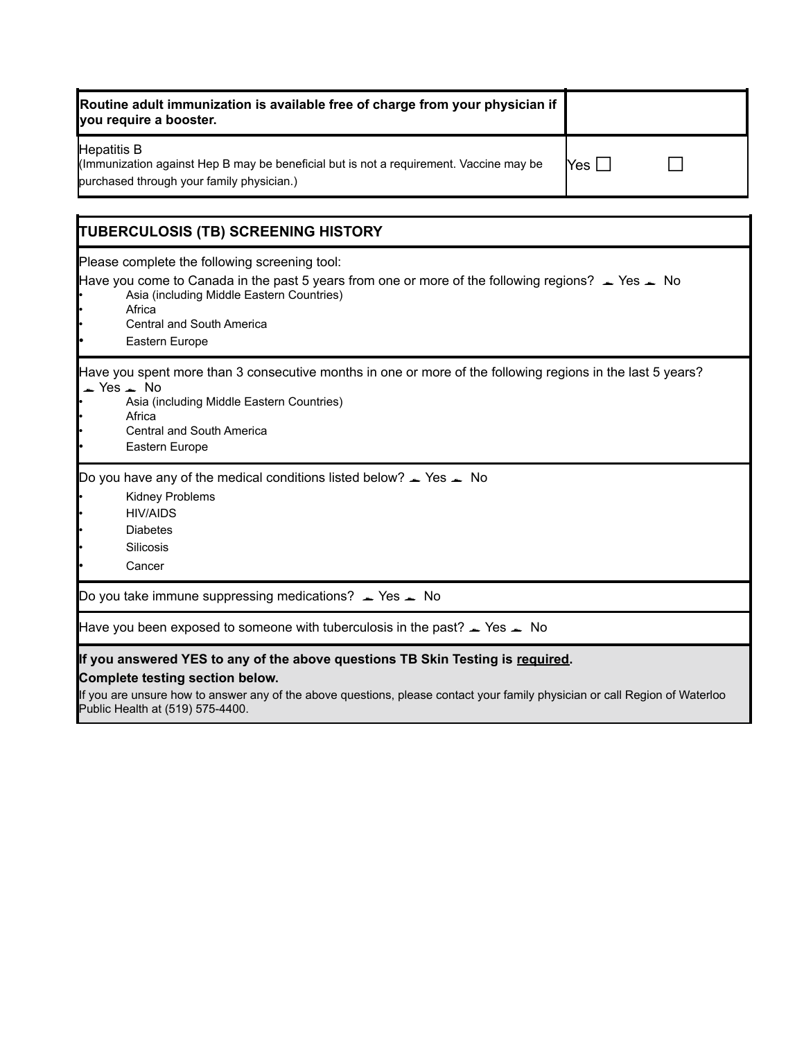| **Routine adult immunization is available free of charge from your physician if you require a booster.** | |
|---|---|
| Hepatitis B<br>(Immunization against Hep B may be beneficial but is not a requirement. Vaccine may be purchased through your family physician.) | Yes ☐ ☐ |

## TUBERCULOSIS (TB) SCREENING HISTORY

Please complete the following screening tool:

Have you come to Canada in the past 5 years from one or more of the following regions? ☐ Yes ☐ No

- Asia (including Middle Eastern Countries)
- Africa
- Central and South America
- Eastern Europe

Have you spent more than 3 consecutive months in one or more of the following regions in the last 5 years? ☐ Yes ☐ No

- Asia (including Middle Eastern Countries)
- Africa
- Central and South America
- Eastern Europe

Do you have any of the medical conditions listed below? ☐ Yes ☐ No

- Kidney Problems
- HIV/AIDS
- Diabetes
- Silicosis
- Cancer

Do you take immune suppressing medications? ☐ Yes ☐ No

Have you been exposed to someone with tuberculosis in the past? ☐ Yes ☐ No

**If you answered YES to any of the above questions TB Skin Testing is <u>required</u>.**

**Complete testing section below.**

If you are unsure how to answer any of the above questions, please contact your family physician or call Region of Waterloo Public Health at (519) 575-4400.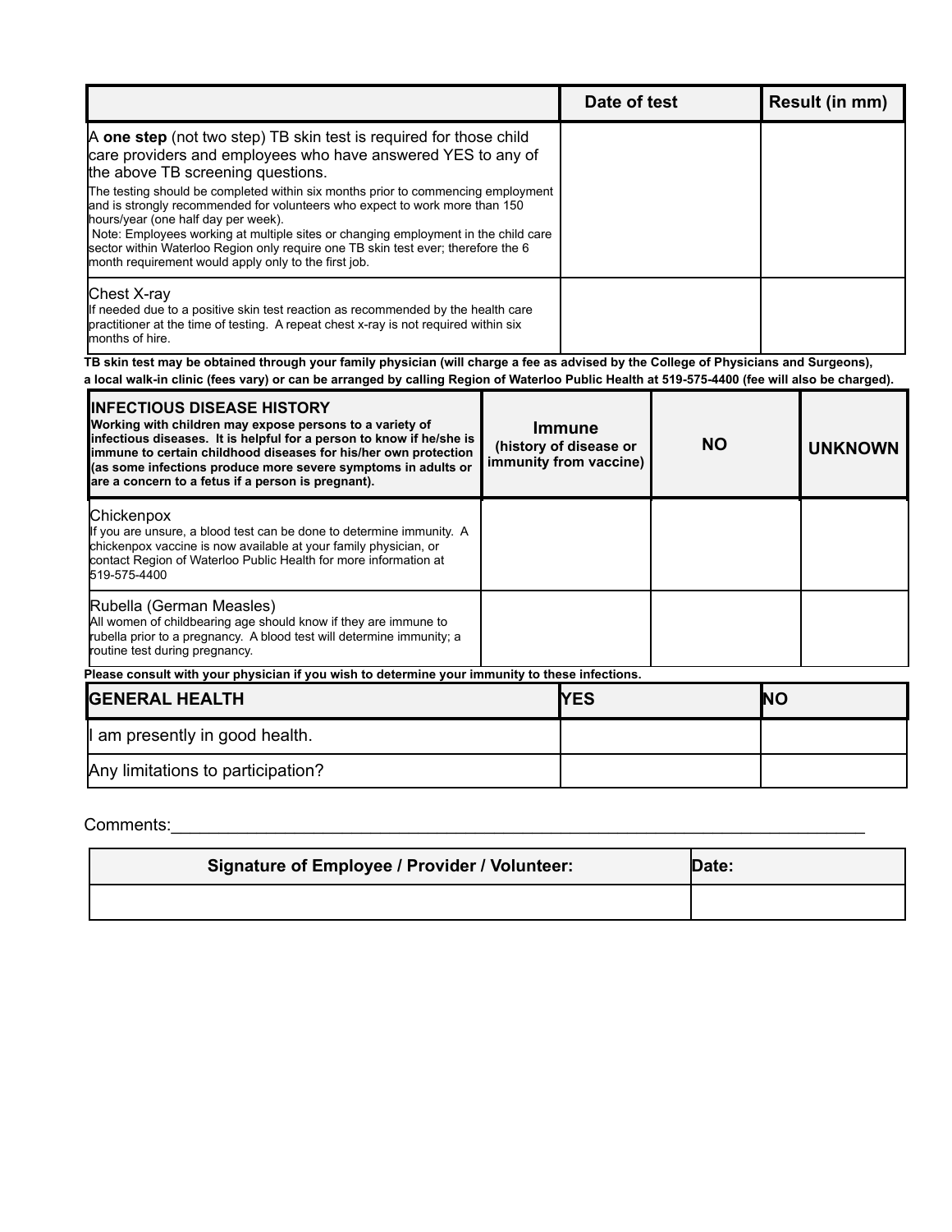| | Date of test | Result (in mm) |
|---|---|---|
| A **one step** (not two step) TB skin test is required for those child care providers and employees who have answered YES to any of the above TB screening questions. The testing should be completed within six months prior to commencing employment and is strongly recommended for volunteers who expect to work more than 150 hours/year (one half day per week). Note: Employees working at multiple sites or changing employment in the child care sector within Waterloo Region only require one TB skin test ever; therefore the 6 month requirement would apply only to the first job. | | |
| Chest X-ray If needed due to a positive skin test reaction as recommended by the health care practitioner at the time of testing. A repeat chest x-ray is not required within six months of hire. | | |

**TB skin test may be obtained through your family physician (will charge a fee as advised by the College of Physicians and Surgeons), a local walk-in clinic (fees vary) or can be arranged by calling Region of Waterloo Public Health at 519-575-4400 (fee will also be charged).**

| **INFECTIOUS DISEASE HISTORY** **Working with children may expose persons to a variety of infectious diseases. It is helpful for a person to know if he/she is immune to certain childhood diseases for his/her own protection (as some infections produce more severe symptoms in adults or are a concern to a fetus if a person is pregnant).** | **Immune (history of disease or immunity from vaccine)** | **NO** | **UNKNOWN** |
|---|---|---|---|
| Chickenpox If you are unsure, a blood test can be done to determine immunity. A chickenpox vaccine is now available at your family physician, or contact Region of Waterloo Public Health for more information at 519-575-4400 | | | |
| Rubella (German Measles) All women of childbearing age should know if they are immune to rubella prior to a pregnancy. A blood test will determine immunity; a routine test during pregnancy. | | | |

**Please consult with your physician if you wish to determine your immunity to these infections.**

| **GENERAL HEALTH** | **YES** | **NO** |
|---|---|---|
| I am presently in good health. | | |
| Any limitations to participation? | | |

Comments:___________________________________________________________________________

| **Signature of Employee / Provider / Volunteer:** | **Date:** |
|---|---|
| | |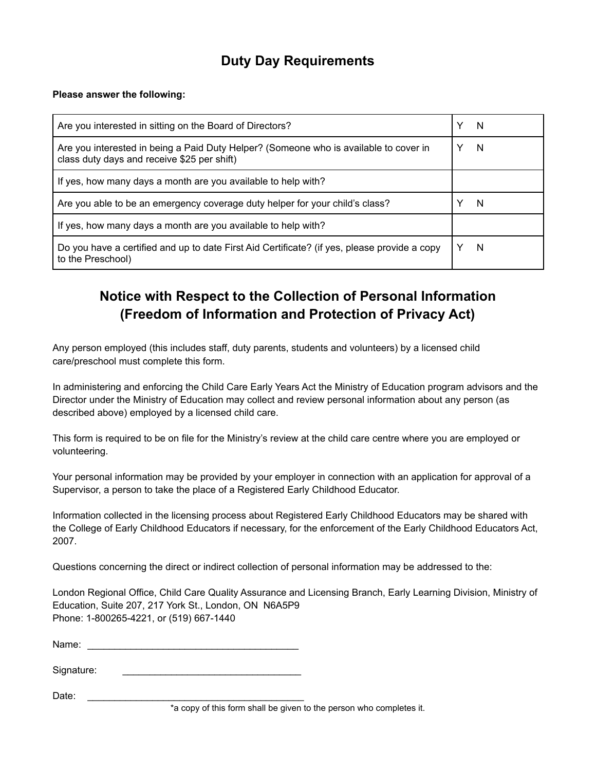# Duty Day Requirements

**Please answer the following:**

| | |
|---|---|
| Are you interested in sitting on the Board of Directors? | Y N |
| Are you interested in being a Paid Duty Helper? (Someone who is available to cover in class duty days and receive $25 per shift) | Y N |
| If yes, how many days a month are you available to help with? | |
| Are you able to be an emergency coverage duty helper for your child's class? | Y N |
| If yes, how many days a month are you available to help with? | |
| Do you have a certified and up to date First Aid Certificate? (if yes, please provide a copy to the Preschool) | Y N |

## Notice with Respect to the Collection of Personal Information (Freedom of Information and Protection of Privacy Act)

Any person employed (this includes staff, duty parents, students and volunteers) by a licensed child care/preschool must complete this form.

In administering and enforcing the Child Care Early Years Act the Ministry of Education program advisors and the Director under the Ministry of Education may collect and review personal information about any person (as described above) employed by a licensed child care.

This form is required to be on file for the Ministry's review at the child care centre where you are employed or volunteering.

Your personal information may be provided by your employer in connection with an application for approval of a Supervisor, a person to take the place of a Registered Early Childhood Educator.

Information collected in the licensing process about Registered Early Childhood Educators may be shared with the College of Early Childhood Educators if necessary, for the enforcement of the Early Childhood Educators Act, 2007.

Questions concerning the direct or indirect collection of personal information may be addressed to the:

London Regional Office, Child Care Quality Assurance and Licensing Branch, Early Learning Division, Ministry of Education, Suite 207, 217 York St., London, ON N6A5P9
Phone: 1-800265-4221, or (519) 667-1440

Name: ________________________________________

Signature: _________________________________

Date: __________________________________________

*a copy of this form shall be given to the person who completes it.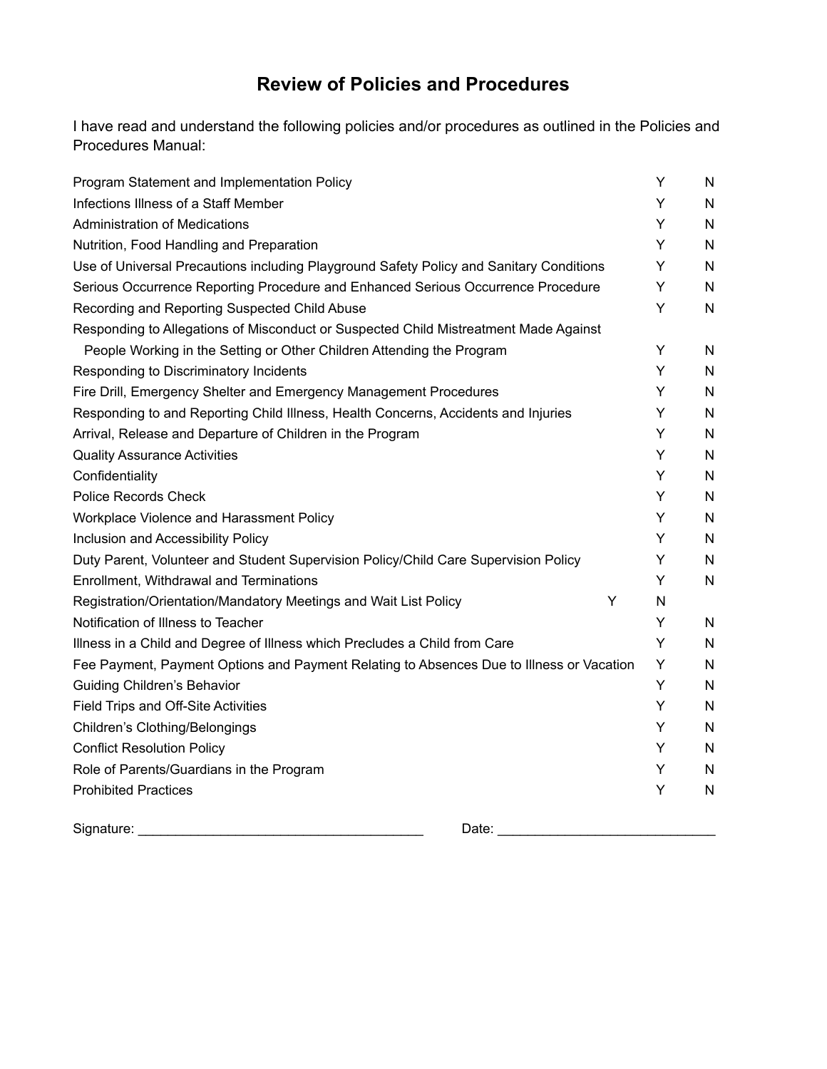# Review of Policies and Procedures

I have read and understand the following policies and/or procedures as outlined in the Policies and Procedures Manual:

| Policy/Procedure | | |
|---|---|---|
| Program Statement and Implementation Policy | Y | N |
| Infections Illness of a Staff Member | Y | N |
| Administration of Medications | Y | N |
| Nutrition, Food Handling and Preparation | Y | N |
| Use of Universal Precautions including Playground Safety Policy and Sanitary Conditions | Y | N |
| Serious Occurrence Reporting Procedure and Enhanced Serious Occurrence Procedure | Y | N |
| Recording and Reporting Suspected Child Abuse | Y | N |
| Responding to Allegations of Misconduct or Suspected Child Mistreatment Made Against People Working in the Setting or Other Children Attending the Program | Y | N |
| Responding to Discriminatory Incidents | Y | N |
| Fire Drill, Emergency Shelter and Emergency Management Procedures | Y | N |
| Responding to and Reporting Child Illness, Health Concerns, Accidents and Injuries | Y | N |
| Arrival, Release and Departure of Children in the Program | Y | N |
| Quality Assurance Activities | Y | N |
| Confidentiality | Y | N |
| Police Records Check | Y | N |
| Workplace Violence and Harassment Policy | Y | N |
| Inclusion and Accessibility Policy | Y | N |
| Duty Parent, Volunteer and Student Supervision Policy/Child Care Supervision Policy | Y | N |
| Enrollment, Withdrawal and Terminations | Y | N |
| Registration/Orientation/Mandatory Meetings and Wait List Policy | Y | N |
| Notification of Illness to Teacher | Y | N |
| Illness in a Child and Degree of Illness which Precludes a Child from Care | Y | N |
| Fee Payment, Payment Options and Payment Relating to Absences Due to Illness or Vacation | Y | N |
| Guiding Children's Behavior | Y | N |
| Field Trips and Off-Site Activities | Y | N |
| Children's Clothing/Belongings | Y | N |
| Conflict Resolution Policy | Y | N |
| Role of Parents/Guardians in the Program | Y | N |
| Prohibited Practices | Y | N |

Signature: ______________________________________ Date: ____________________________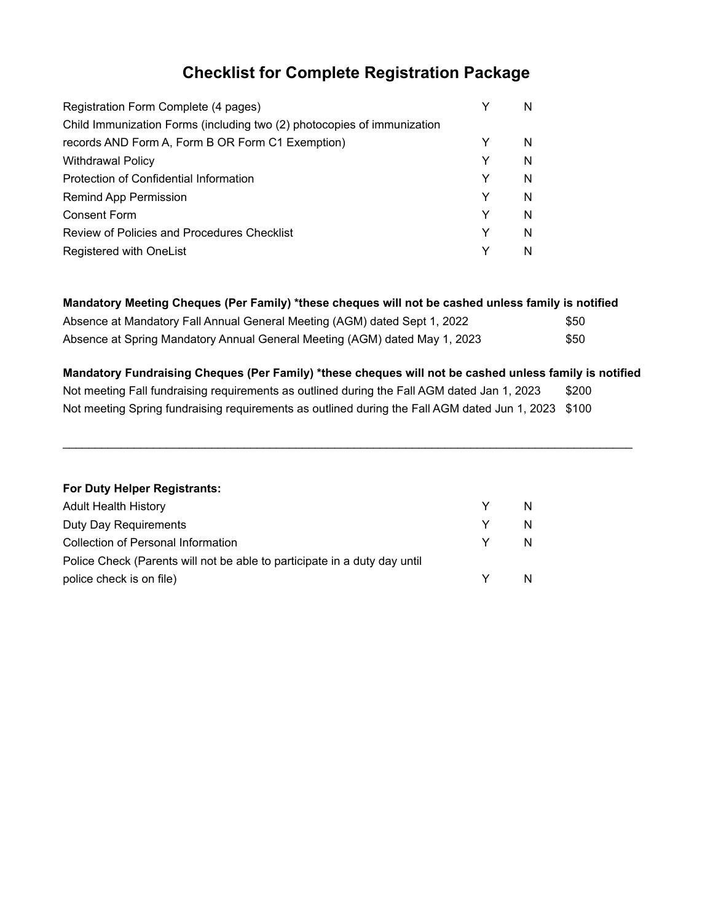# Checklist for Complete Registration Package

| | | |
|---|---|---|
| Registration Form Complete (4 pages) | Y | N |
| Child Immunization Forms (including two (2) photocopies of immunization records AND Form A, Form B OR Form C1 Exemption) | Y | N |
| Withdrawal Policy | Y | N |
| Protection of Confidential Information | Y | N |
| Remind App Permission | Y | N |
| Consent Form | Y | N |
| Review of Policies and Procedures Checklist | Y | N |
| Registered with OneList | Y | N |

**Mandatory Meeting Cheques (Per Family) *these cheques will not be cashed unless family is notified**

| | |
|---|---|
| Absence at Mandatory Fall Annual General Meeting (AGM) dated Sept 1, 2022 | $50 |
| Absence at Spring Mandatory Annual General Meeting (AGM) dated May 1, 2023 | $50 |

**Mandatory Fundraising Cheques (Per Family) *these cheques will not be cashed unless family is notified**

| | |
|---|---|
| Not meeting Fall fundraising requirements as outlined during the Fall AGM dated Jan 1, 2023 | $200 |
| Not meeting Spring fundraising requirements as outlined during the Fall AGM dated Jun 1, 2023 | $100 |

---

**For Duty Helper Registrants:**

| | | |
|---|---|---|
| Adult Health History | Y | N |
| Duty Day Requirements | Y | N |
| Collection of Personal Information | Y | N |
| Police Check (Parents will not be able to participate in a duty day until police check is on file) | Y | N |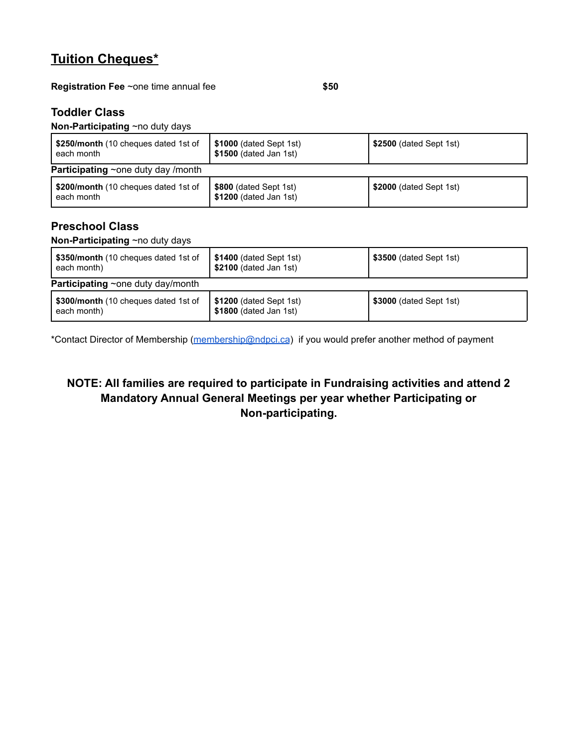# **Tuition Cheques***

**Registration Fee** ~one time annual fee **$50**

### Toddler Class

**Non-Participating** ~no duty days

| | | |
|---|---|---|
| **$250/month** (10 cheques dated 1st of each month | **$1000** (dated Sept 1st)<br>**$1500** (dated Jan 1st) | **$2500** (dated Sept 1st) |

**Participating** ~one duty day /month

| | | |
|---|---|---|
| **$200/month** (10 cheques dated 1st of each month | **$800** (dated Sept 1st)<br>**$1200** (dated Jan 1st) | **$2000** (dated Sept 1st) |

### Preschool Class

**Non-Participating** ~no duty days

| | | |
|---|---|---|
| **$350/month** (10 cheques dated 1st of each month) | **$1400** (dated Sept 1st)<br>**$2100** (dated Jan 1st) | **$3500** (dated Sept 1st) |

**Participating** ~one duty day/month

| | | |
|---|---|---|
| **$300/month** (10 cheques dated 1st of each month) | **$1200** (dated Sept 1st)<br>**$1800** (dated Jan 1st) | **$3000** (dated Sept 1st) |

*Contact Director of Membership (membership@ndpci.ca) if you would prefer another method of payment

**NOTE: All families are required to participate in Fundraising activities and attend 2 Mandatory Annual General Meetings per year whether Participating or Non-participating.**